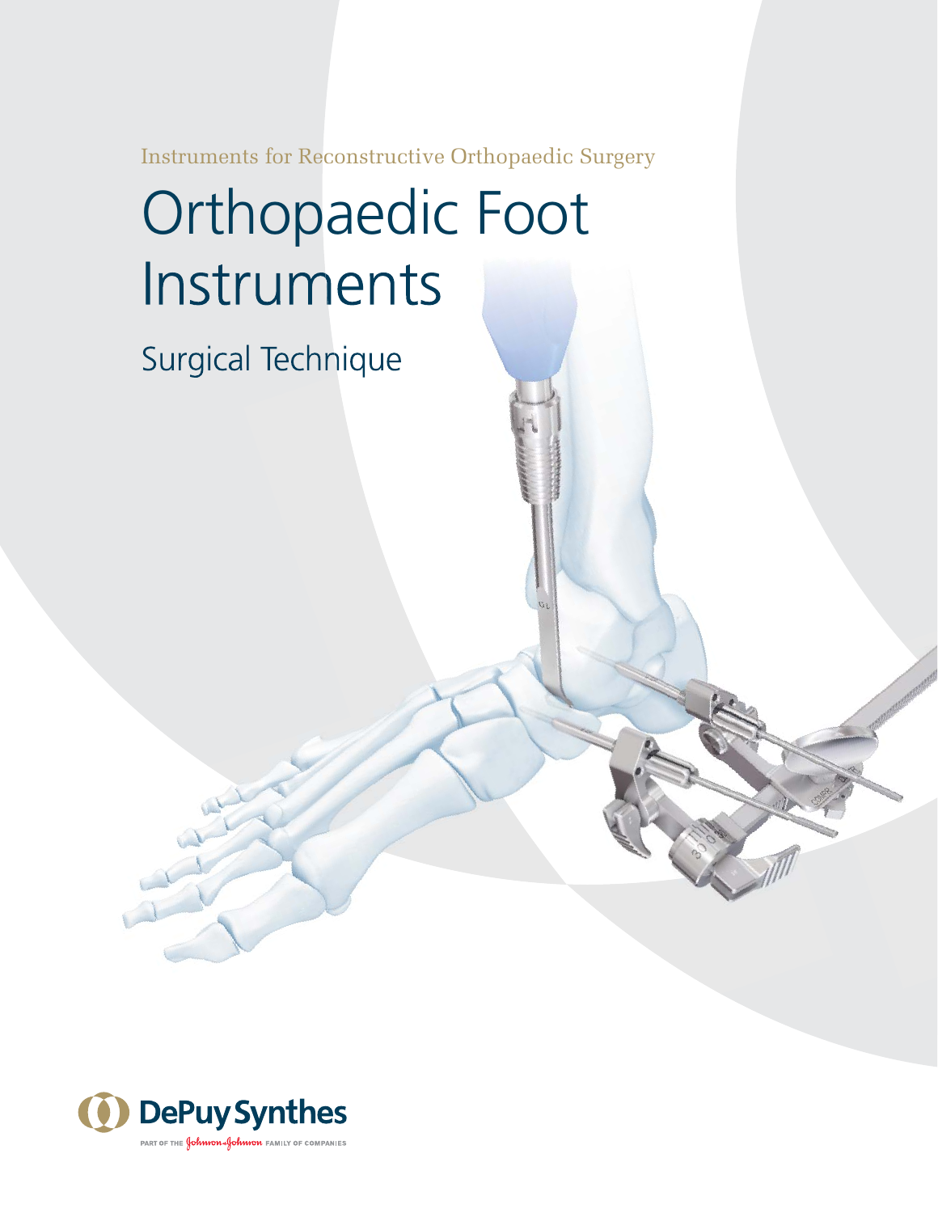Instruments for Reconstructive Orthopaedic Surgery

# Orthopaedic Foot Instruments

## Surgical Technique

DePuy Synthes

PART OF THE Johnson & Johnson FAMILY OF COMPANIES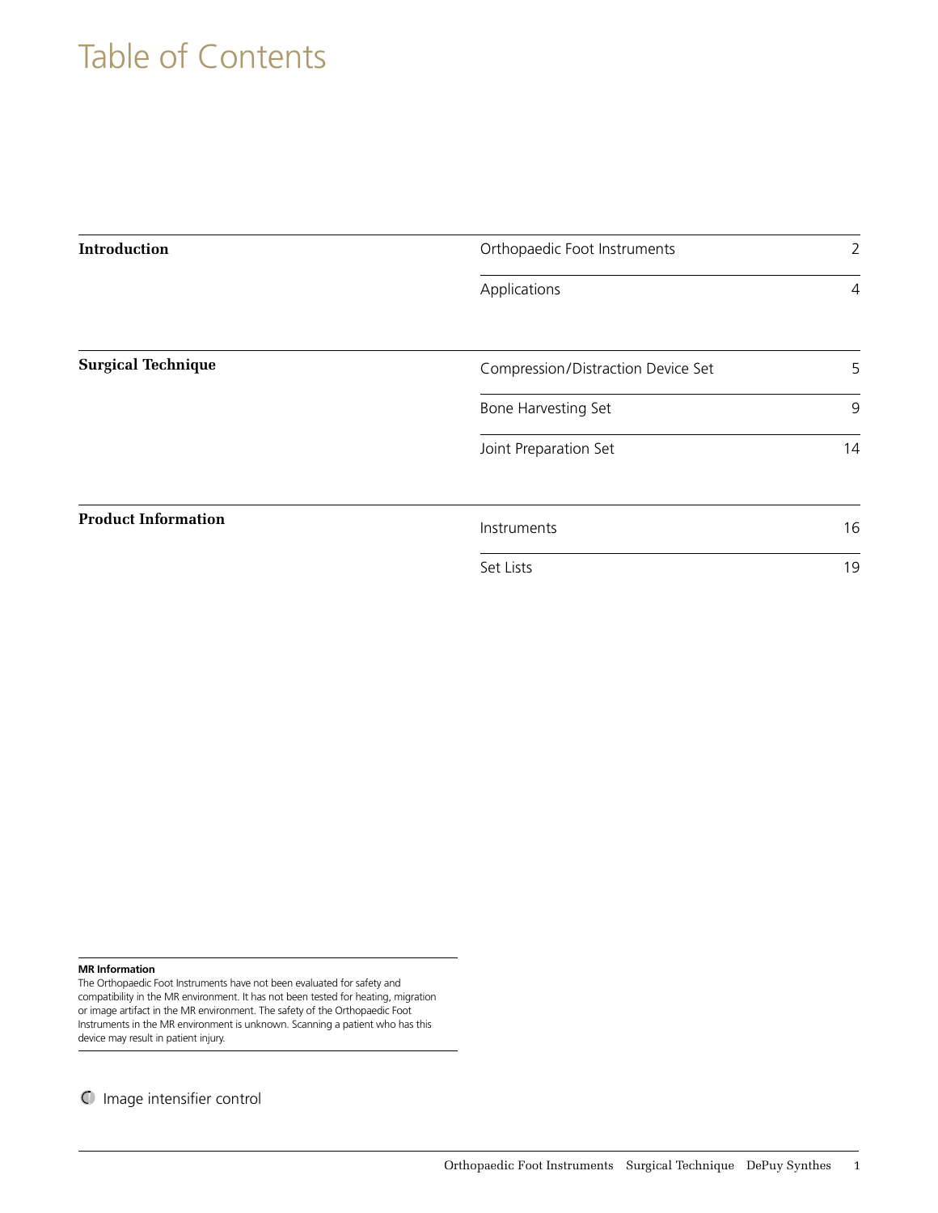# Table of Contents

| | | |
|---|---|---|
| **Introduction** | Orthopaedic Foot Instruments | 2 |
| | Applications | 4 |
| **Surgical Technique** | Compression/Distraction Device Set | 5 |
| | Bone Harvesting Set | 9 |
| | Joint Preparation Set | 14 |
| **Product Information** | Instruments | 16 |
| | Set Lists | 19 |

**MR Information**
The Orthopaedic Foot Instruments have not been evaluated for safety and compatibility in the MR environment. It has not been tested for heating, migration or image artifact in the MR environment. The safety of the Orthopaedic Foot Instruments in the MR environment is unknown. Scanning a patient who has this device may result in patient injury.

Image intensifier control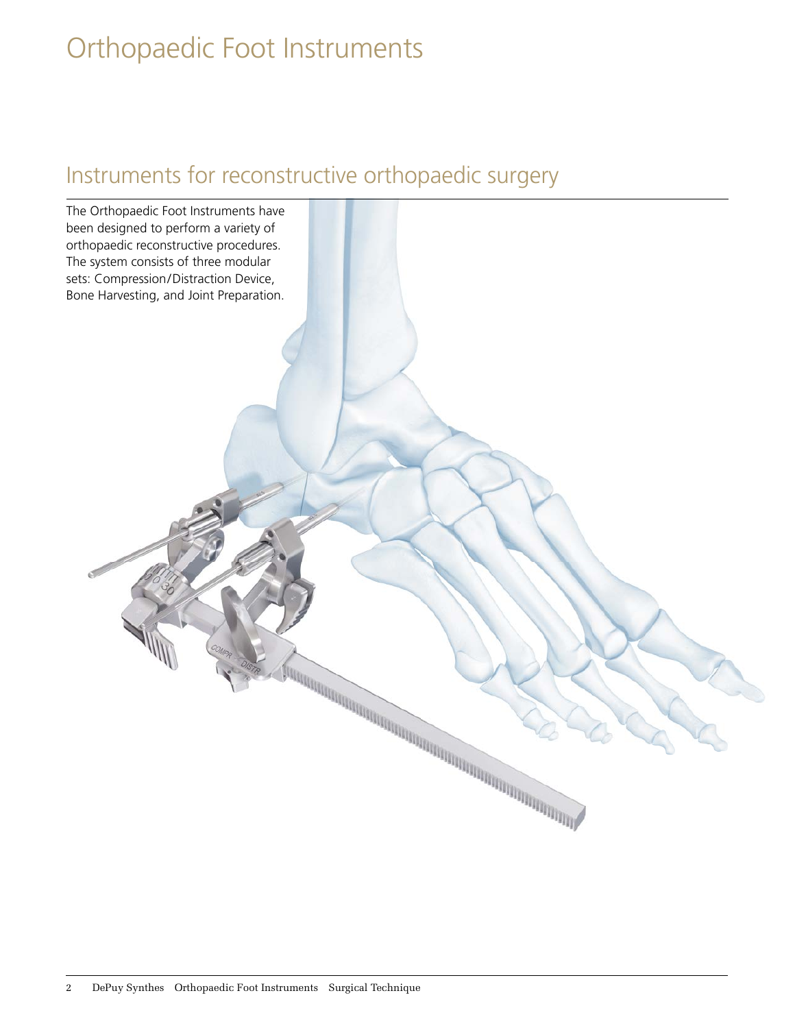# Orthopaedic Foot Instruments

## Instruments for reconstructive orthopaedic surgery

The Orthopaedic Foot Instruments have been designed to perform a variety of orthopaedic reconstructive procedures. The system consists of three modular sets: Compression/Distraction Device, Bone Harvesting, and Joint Preparation.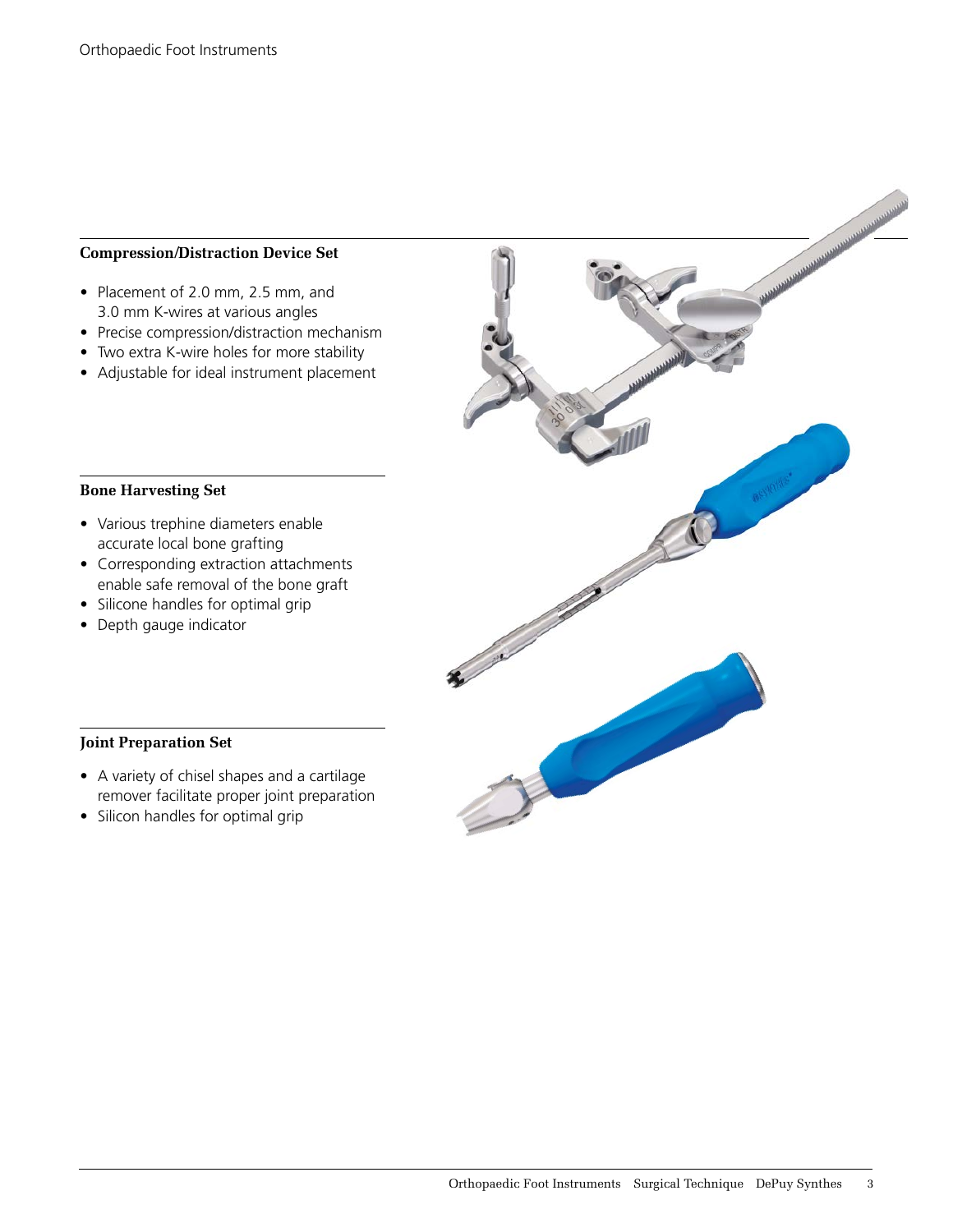### Compression/Distraction Device Set

- Placement of 2.0 mm, 2.5 mm, and 3.0 mm K-wires at various angles
- Precise compression/distraction mechanism
- Two extra K-wire holes for more stability
- Adjustable for ideal instrument placement

### Bone Harvesting Set

- Various trephine diameters enable accurate local bone grafting
- Corresponding extraction attachments enable safe removal of the bone graft
- Silicone handles for optimal grip
- Depth gauge indicator

### Joint Preparation Set

- A variety of chisel shapes and a cartilage remover facilitate proper joint preparation
- Silicon handles for optimal grip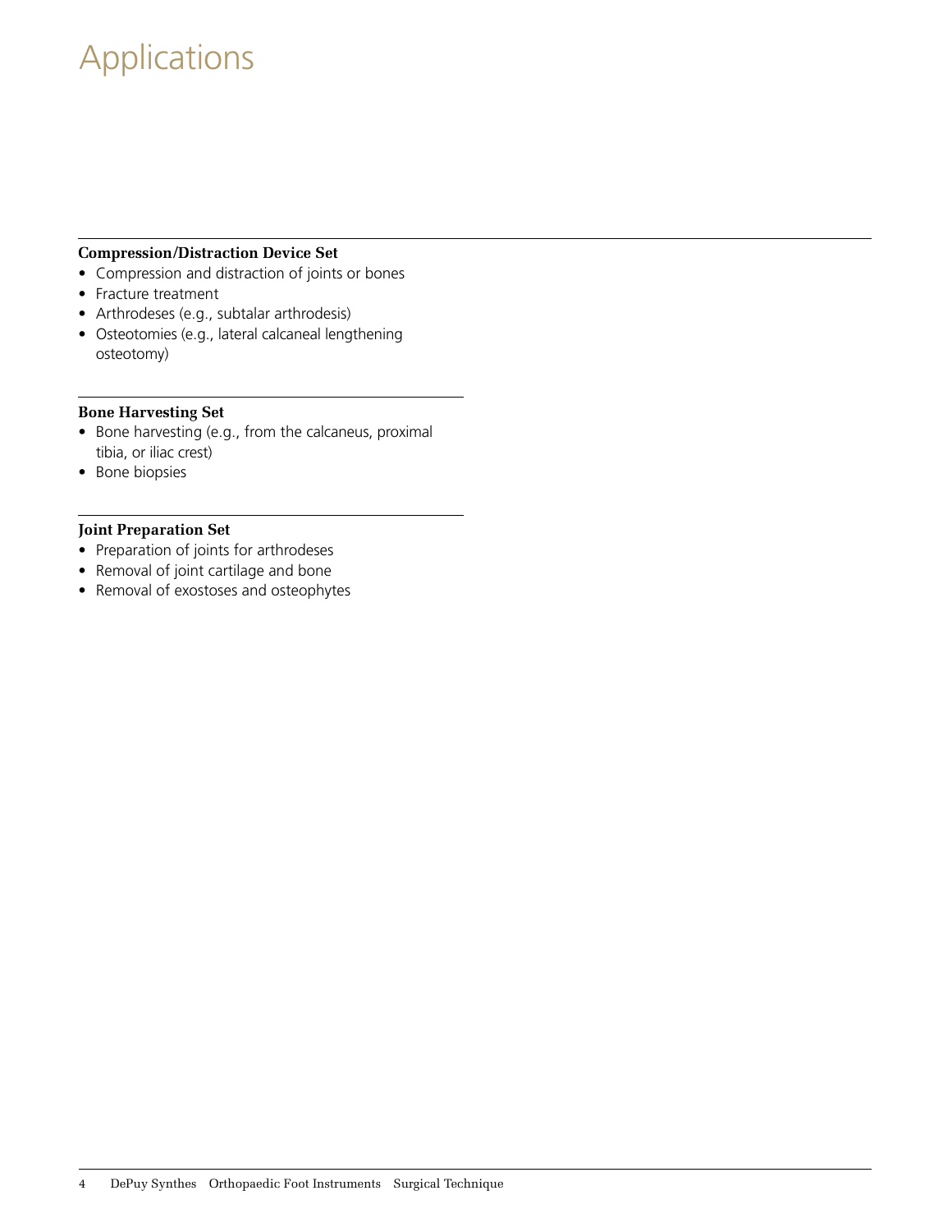# Applications

### Compression/Distraction Device Set

- Compression and distraction of joints or bones
- Fracture treatment
- Arthrodeses (e.g., subtalar arthrodesis)
- Osteotomies (e.g., lateral calcaneal lengthening osteotomy)

### Bone Harvesting Set

- Bone harvesting (e.g., from the calcaneus, proximal tibia, or iliac crest)
- Bone biopsies

### Joint Preparation Set

- Preparation of joints for arthrodeses
- Removal of joint cartilage and bone
- Removal of exostoses and osteophytes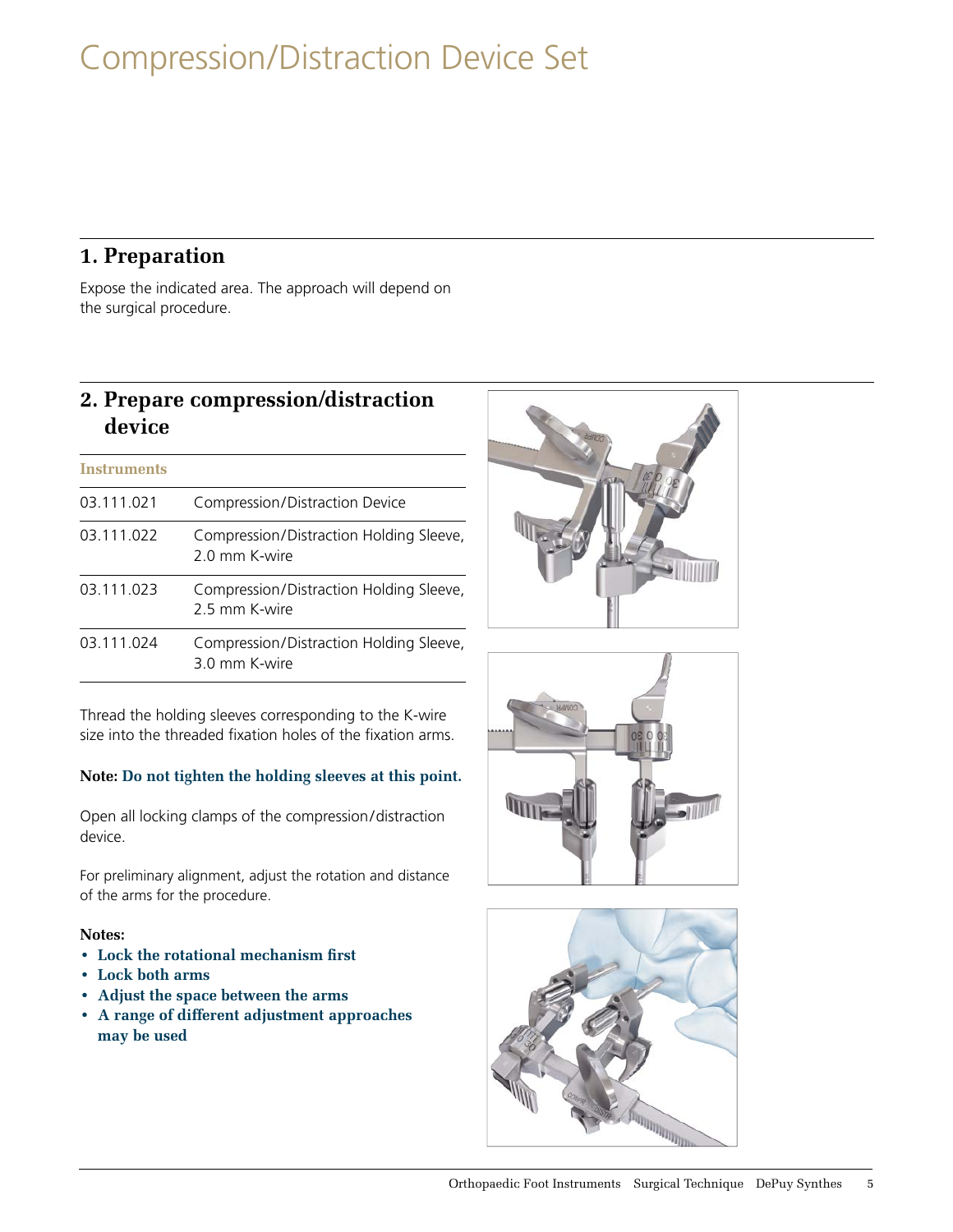# Compression/Distraction Device Set

## 1. Preparation

Expose the indicated area. The approach will depend on the surgical procedure.

## 2. Prepare compression/distraction device

| Instruments | |
|---|---|
| 03.111.021 | Compression/Distraction Device |
| 03.111.022 | Compression/Distraction Holding Sleeve, 2.0 mm K-wire |
| 03.111.023 | Compression/Distraction Holding Sleeve, 2.5 mm K-wire |
| 03.111.024 | Compression/Distraction Holding Sleeve, 3.0 mm K-wire |

Thread the holding sleeves corresponding to the K-wire size into the threaded fixation holes of the fixation arms.

**Note: Do not tighten the holding sleeves at this point.**

Open all locking clamps of the compression/distraction device.

For preliminary alignment, adjust the rotation and distance of the arms for the procedure.

**Notes:**

- **Lock the rotational mechanism first**
- **Lock both arms**
- **Adjust the space between the arms**
- **A range of different adjustment approaches may be used**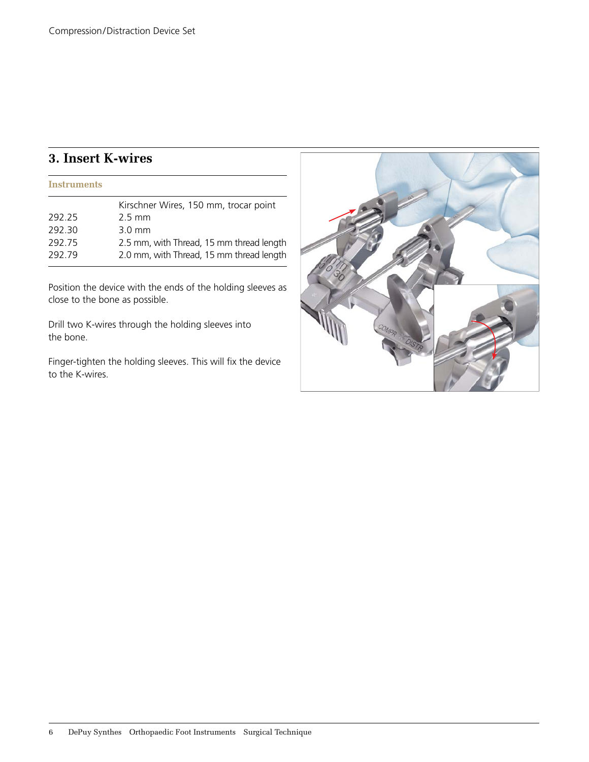## 3. Insert K-wires

### Instruments

| | Kirschner Wires, 150 mm, trocar point |
|---|---|
| 292.25 | 2.5 mm |
| 292.30 | 3.0 mm |
| 292.75 | 2.5 mm, with Thread, 15 mm thread length |
| 292.79 | 2.0 mm, with Thread, 15 mm thread length |

Position the device with the ends of the holding sleeves as close to the bone as possible.

Drill two K-wires through the holding sleeves into the bone.

Finger-tighten the holding sleeves. This will fix the device to the K-wires.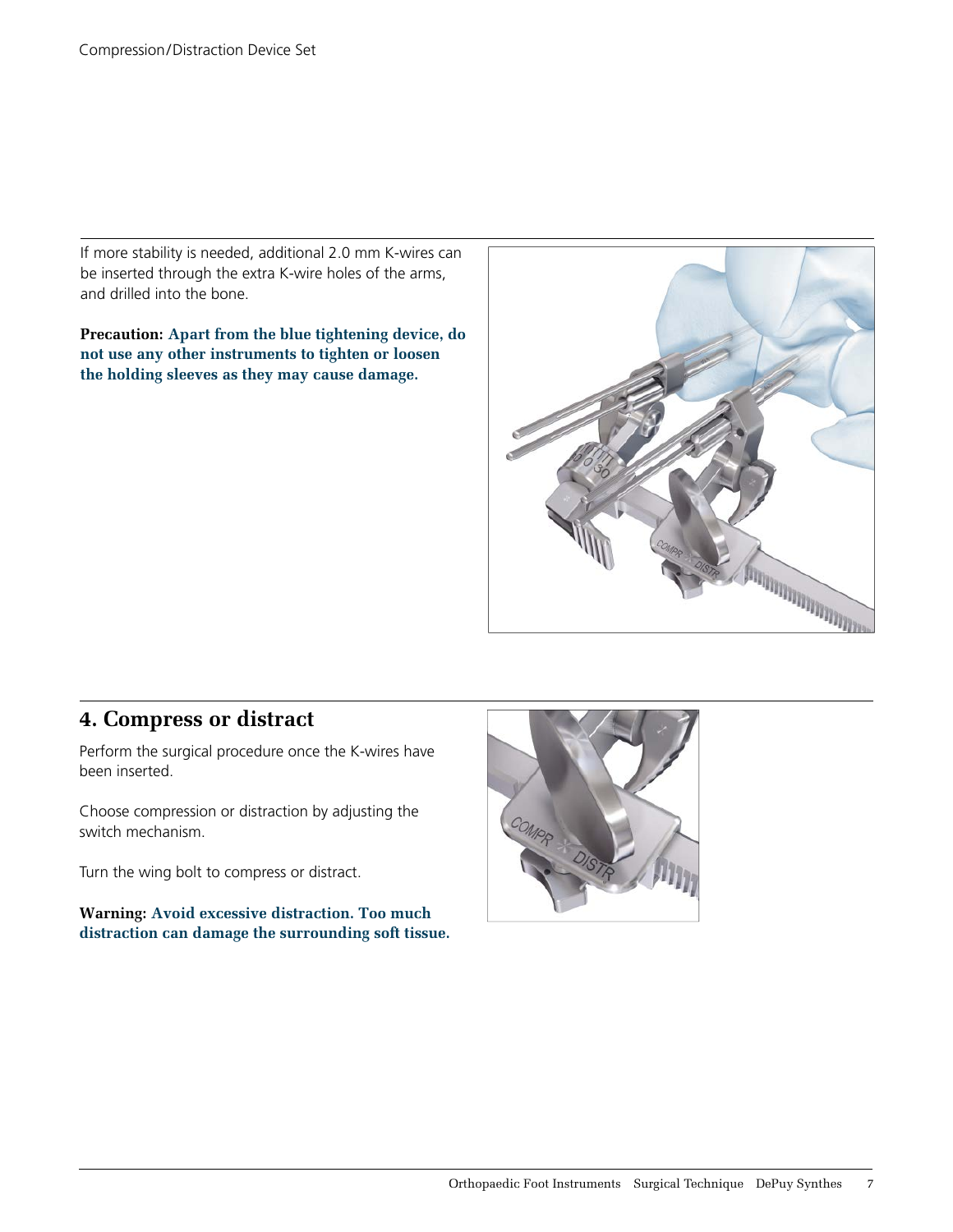If more stability is needed, additional 2.0 mm K-wires can be insertedthrough the extra K-wire holes of the arms, and drilled into the bone.

**Precaution: Apart from the blue tightening device, do not use any other instruments to tighten or loosen the holding sleeves as they may cause damage.**

## 4. Compress or distract

Perform the surgical procedure once the K-wires have been inserted.

Choose compression or distraction by adjusting the switch mechanism.

Turn the wing bolt to compress or distract.

**Warning: Avoid excessive distraction. Too much distraction can damage the surrounding soft tissue.**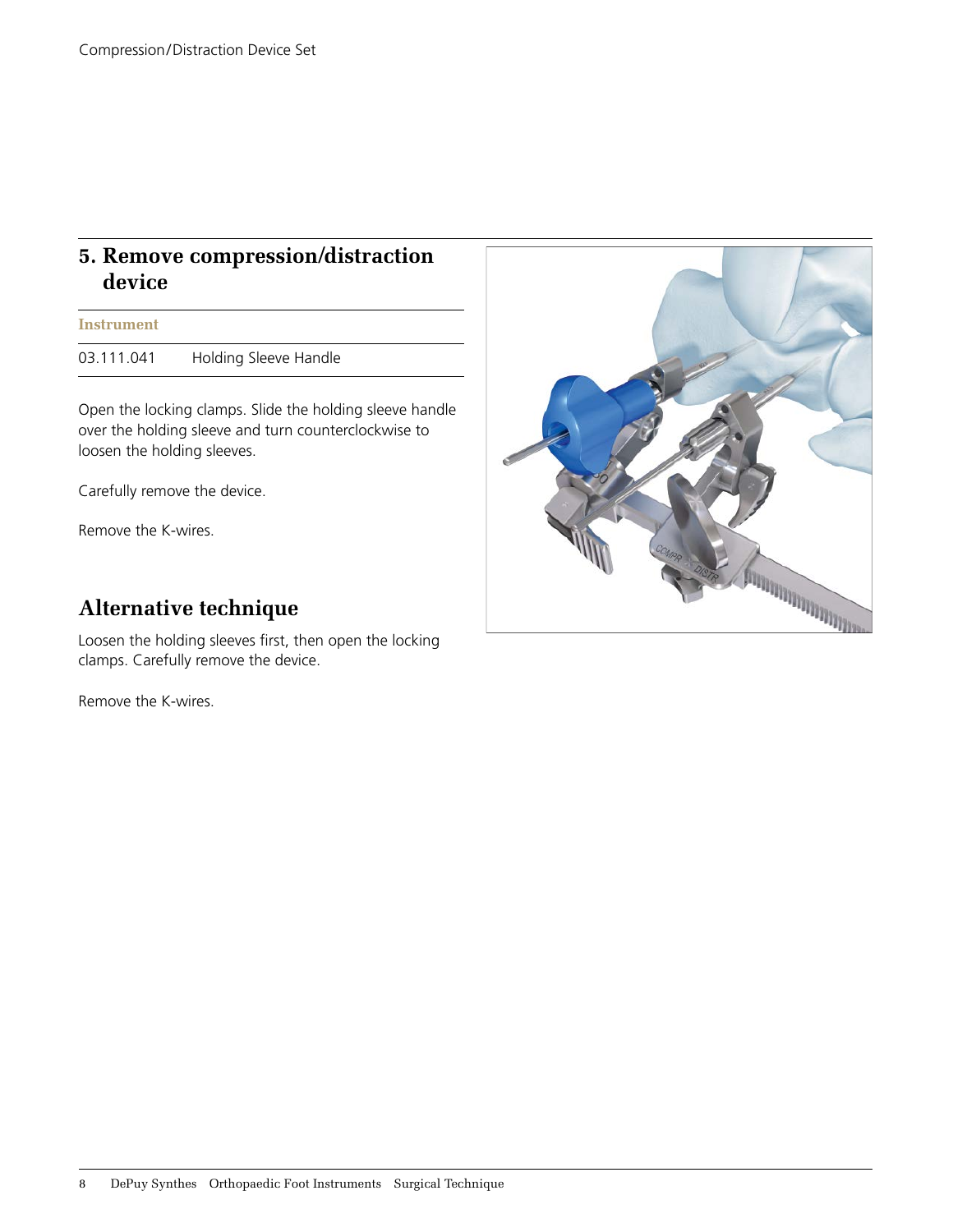## 5. Remove compression/distraction device

| Instrument | |
|---|---|
| 03.111.041 | Holding Sleeve Handle |

Open the locking clamps. Slide the holding sleeve handle over the holding sleeve and turn counterclockwise to loosen the holding sleeves.

Carefully remove the device.

Remove the K-wires.

## Alternative technique

Loosen the holding sleeves first, then open the locking clamps. Carefully remove the device.

Remove the K-wires.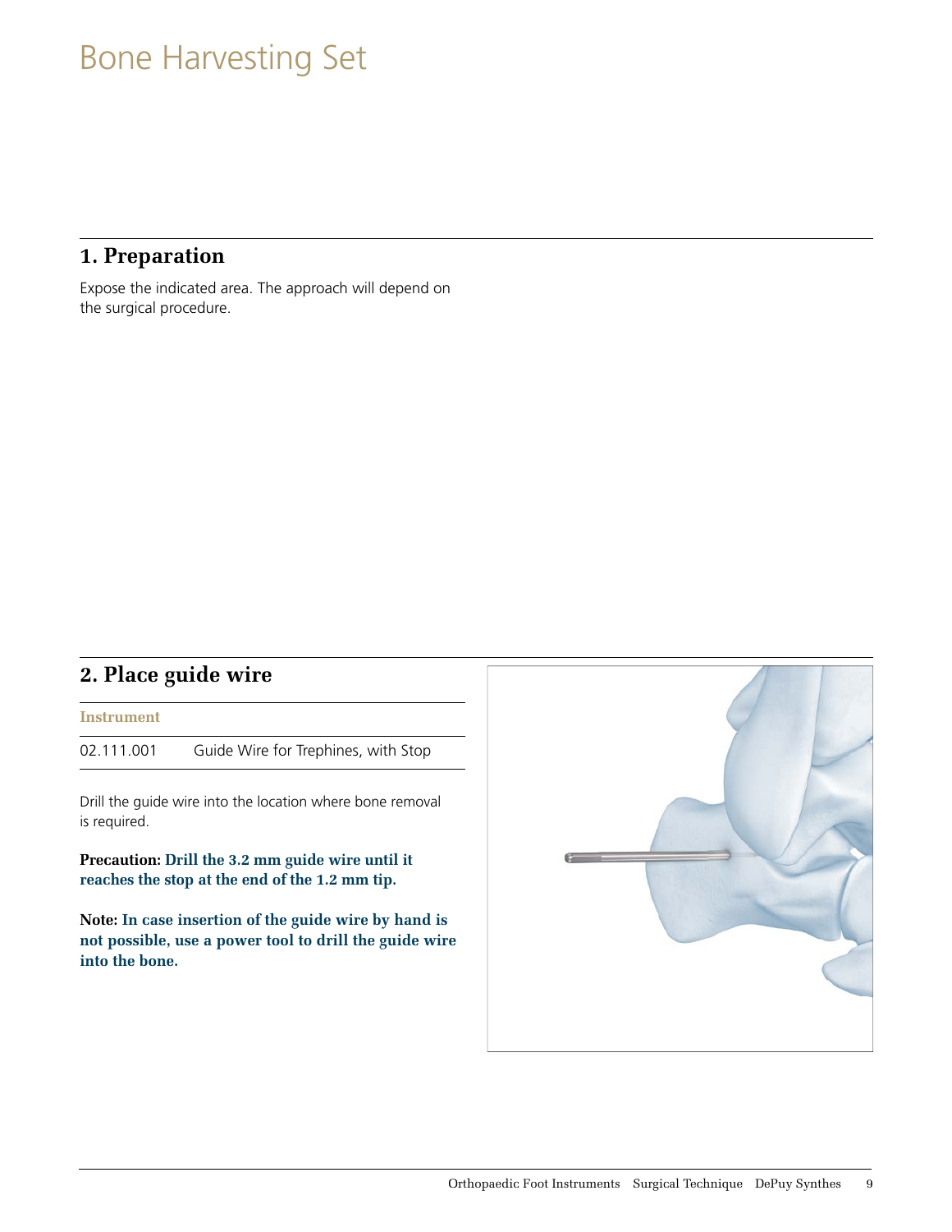# Bone Harvesting Set

## 1. Preparation

Expose the indicated area. The approach will depend on the surgical procedure.

## 2. Place guide wire

| Instrument | |
|---|---|
| 02.111.001 | Guide Wire for Trephines, with Stop |

Drill the guide wire into the location where bone removal is required.

**Precaution: Drill the 3.2 mm guide wire until it reaches the stop at the end of the 1.2 mm tip.**

**Note: In case insertion of the guide wire by hand is not possible, use a power tool to drill the guide wire into the bone.**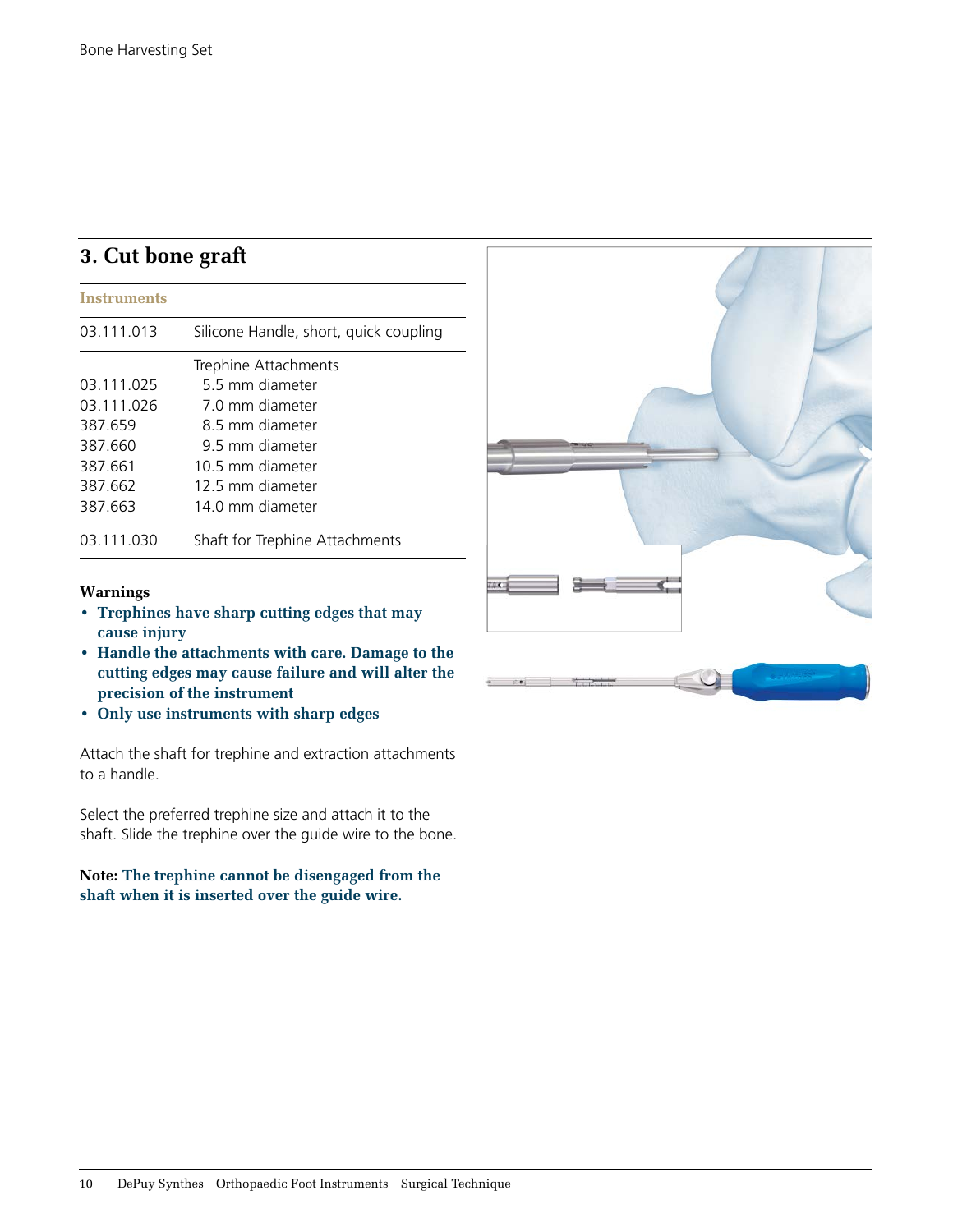## 3. Cut bone graft

**Instruments**

| | |
|---|---|
| 03.111.013 | Silicone Handle, short, quick coupling |
| | Trephine Attachments |
| 03.111.025 | 5.5 mm diameter |
| 03.111.026 | 7.0 mm diameter |
| 387.659 | 8.5 mm diameter |
| 387.660 | 9.5 mm diameter |
| 387.661 | 10.5 mm diameter |
| 387.662 | 12.5 mm diameter |
| 387.663 | 14.0 mm diameter |
| 03.111.030 | Shaft for Trephine Attachments |

**Warnings**

- **Trephines have sharp cutting edges that may cause injury**
- **Handle the attachments with care. Damage to the cutting edges may cause failure and will alter the precision of the instrument**
- **Only use instruments with sharp edges**

Attach the shaft for trephine and extraction attachments to a handle.

Select the preferred trephine size and attach it to the shaft. Slide the trephine over the guide wire to the bone.

**Note: The trephine cannot be disengaged from the shaft when it is inserted over the guide wire.**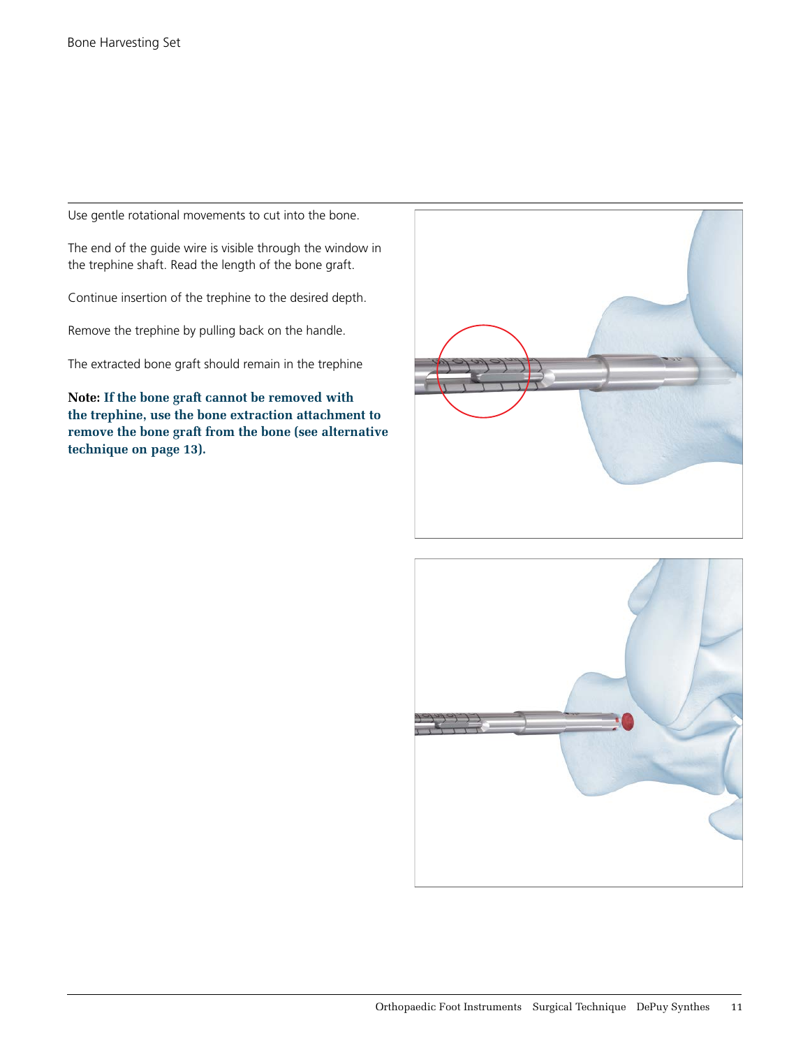Use gentle rotational movements to cut into the bone.

The end of the guide wire is visible through the window in the trephine shaft. Read the length of the bone graft.

Continue insertion of the trephine to the desired depth.

Remove the trephine by pulling back on the handle.

The extracted bone graft should remain in the trephine

**Note: If the bone graft cannot be removed with the trephine, use the bone extraction attachment to remove the bone graft from the bone (see alternative technique on page 13).**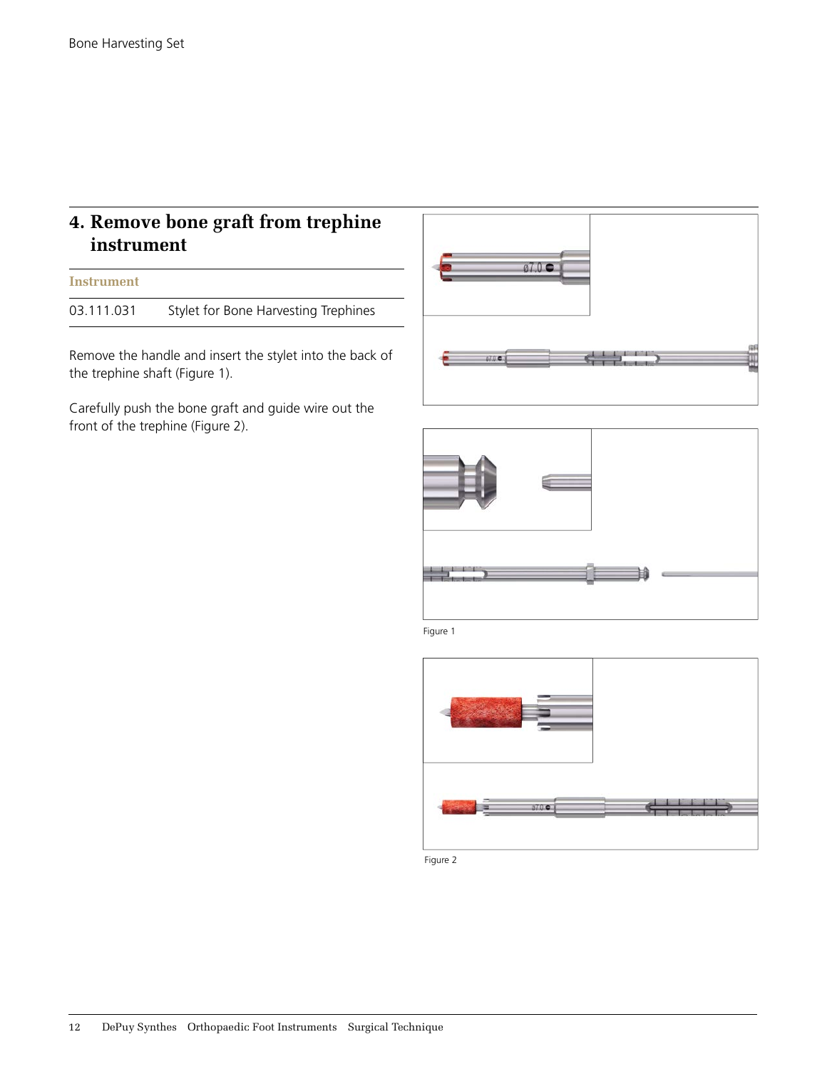## 4. Remove bone graft from trephine instrument

| Instrument | |
|---|---|
| 03.111.031 | Stylet for Bone Harvesting Trephines |

Remove the handle and insert the stylet into the back of the trephine shaft (Figure 1).

Carefully push the bone graft and guide wire out the front of the trephine (Figure 2).

Figure 1

Figure 2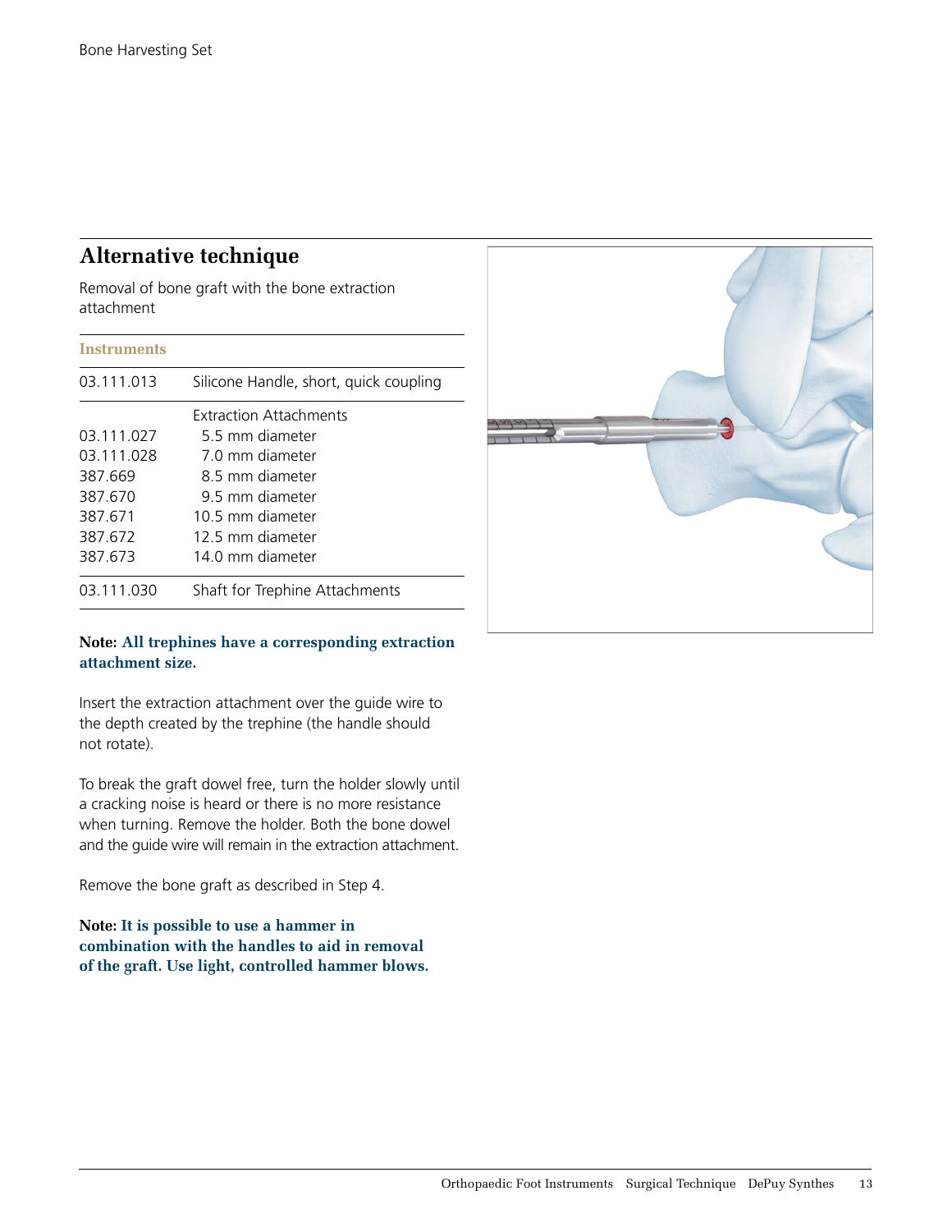## Alternative technique

Removal of bone graft with the bone extraction attachment

| Instruments | |
|---|---|
| 03.111.013 | Silicone Handle, short, quick coupling |
| | Extraction Attachments |
| 03.111.027 | 5.5 mm diameter |
| 03.111.028 | 7.0 mm diameter |
| 387.669 | 8.5 mm diameter |
| 387.670 | 9.5 mm diameter |
| 387.671 | 10.5 mm diameter |
| 387.672 | 12.5 mm diameter |
| 387.673 | 14.0 mm diameter |
| 03.111.030 | Shaft for Trephine Attachments |

**Note: All trephines have a corresponding extraction attachment size.**

Insert the extraction attachment over the guide wire to the depth created by the trephine (the handle should not rotate).

To break the graft dowel free, turn the holder slowly until a cracking noise is heard or there is no more resistance when turning. Remove the holder. Both the bone dowel and the guide wire will remain in the extraction attachment.

Remove the bone graft as described in Step 4.

**Note: It is possible to use a hammer in combination with the handles to aid in removal of the graft. Use light, controlled hammer blows.**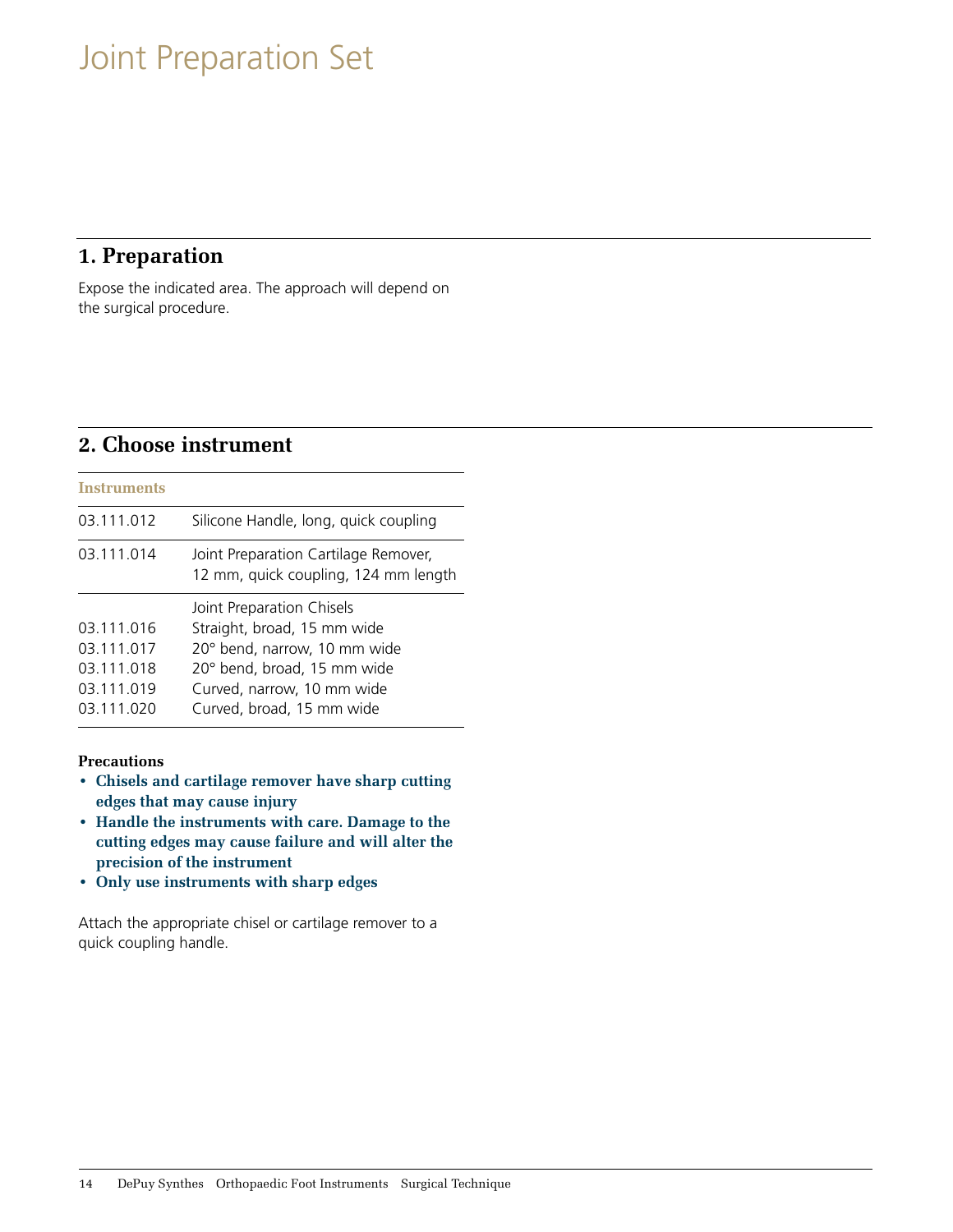# Joint Preparation Set

## 1. Preparation

Expose the indicated area. The approach will depend on the surgical procedure.

## 2. Choose instrument

| Instruments | |
|---|---|
| 03.111.012 | Silicone Handle, long, quick coupling |
| 03.111.014 | Joint Preparation Cartilage Remover, 12 mm, quick coupling, 124 mm length |
| | Joint Preparation Chisels |
| 03.111.016 | Straight, broad, 15 mm wide |
| 03.111.017 | 20° bend, narrow, 10 mm wide |
| 03.111.018 | 20° bend, broad, 15 mm wide |
| 03.111.019 | Curved, narrow, 10 mm wide |
| 03.111.020 | Curved, broad, 15 mm wide |

**Precautions**

- **Chisels and cartilage remover have sharp cutting edges that may cause injury**
- **Handle the instruments with care. Damage to the cutting edges may cause failure and will alter the precision of the instrument**
- **Only use instruments with sharp edges**

Attach the appropriate chisel or cartilage remover to a quick coupling handle.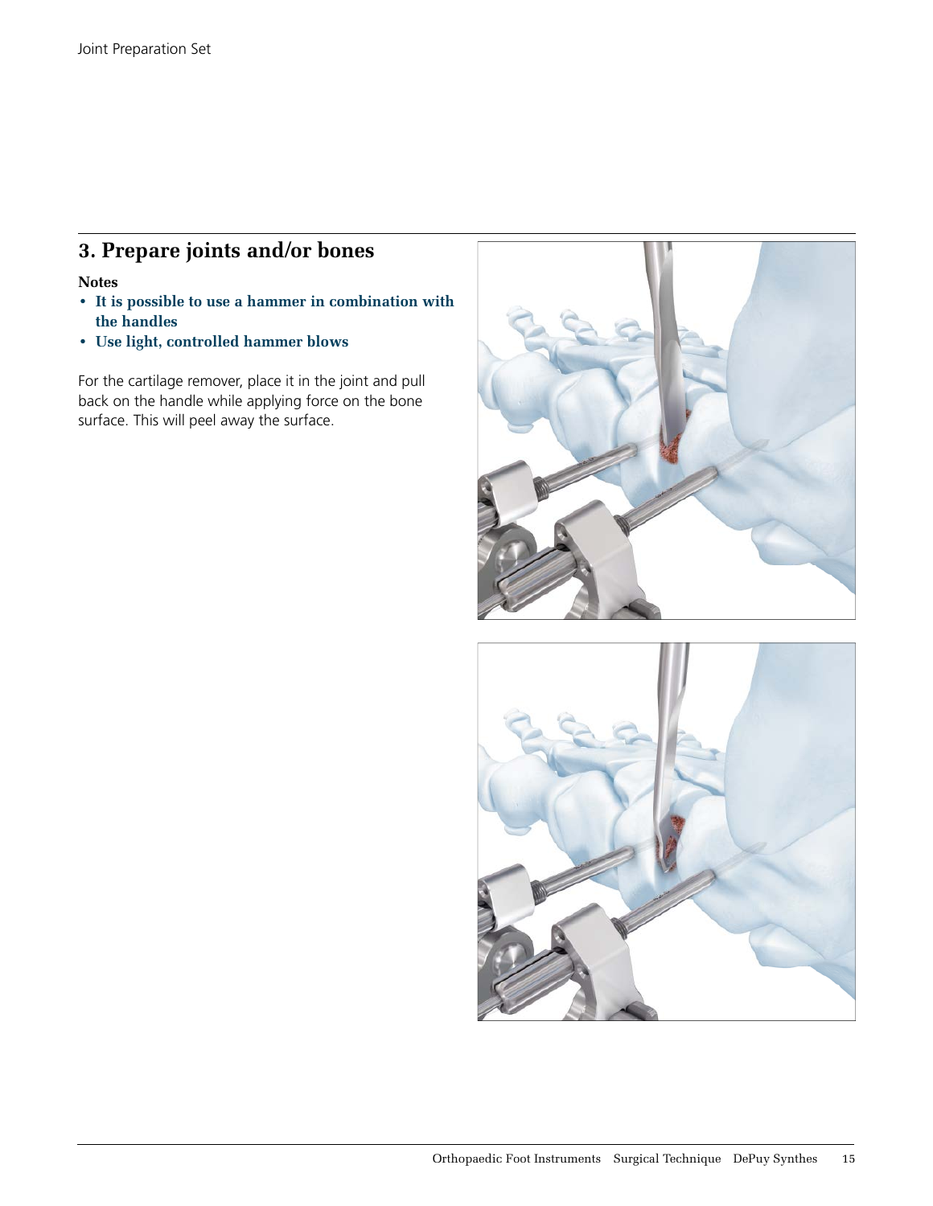## 3. Prepare joints and/or bones

**Notes**

- **It is possible to use a hammer in combination with the handles**
- **Use light, controlled hammer blows**

For the cartilage remover, place it in the joint and pull back on the handle while applying force on the bone surface. This will peel away the surface.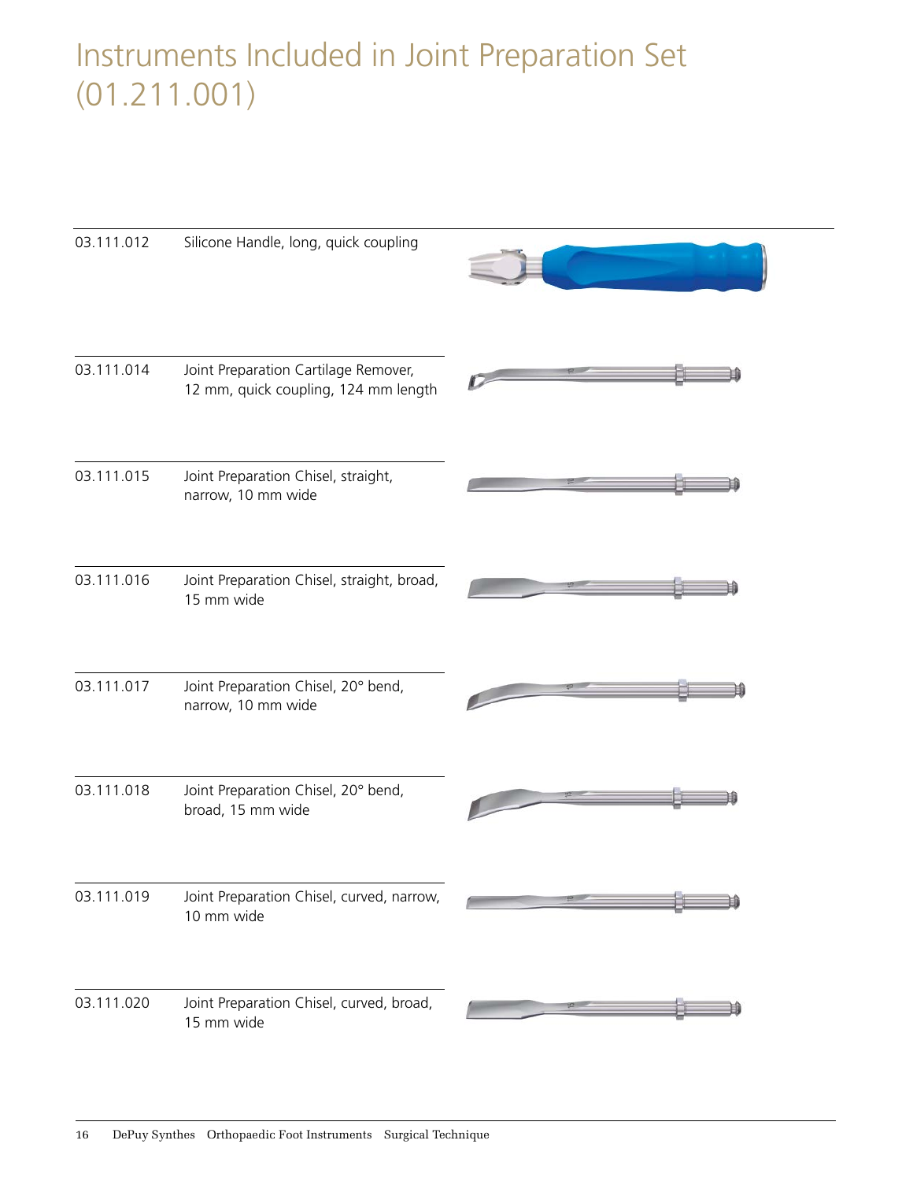# Instruments Included in Joint Preparation Set (01.211.001)

| | |
|---|---|
| 03.111.012 | Silicone Handle, long, quick coupling |
| 03.111.014 | Joint Preparation Cartilage Remover, 12 mm, quick coupling, 124 mm length |
| 03.111.015 | Joint Preparation Chisel, straight, narrow, 10 mm wide |
| 03.111.016 | Joint Preparation Chisel, straight, broad, 15 mm wide |
| 03.111.017 | Joint Preparation Chisel, 20° bend, narrow, 10 mm wide |
| 03.111.018 | Joint Preparation Chisel, 20° bend, broad, 15 mm wide |
| 03.111.019 | Joint Preparation Chisel, curved, narrow, 10 mm wide |
| 03.111.020 | Joint Preparation Chisel, curved, broad, 15 mm wide |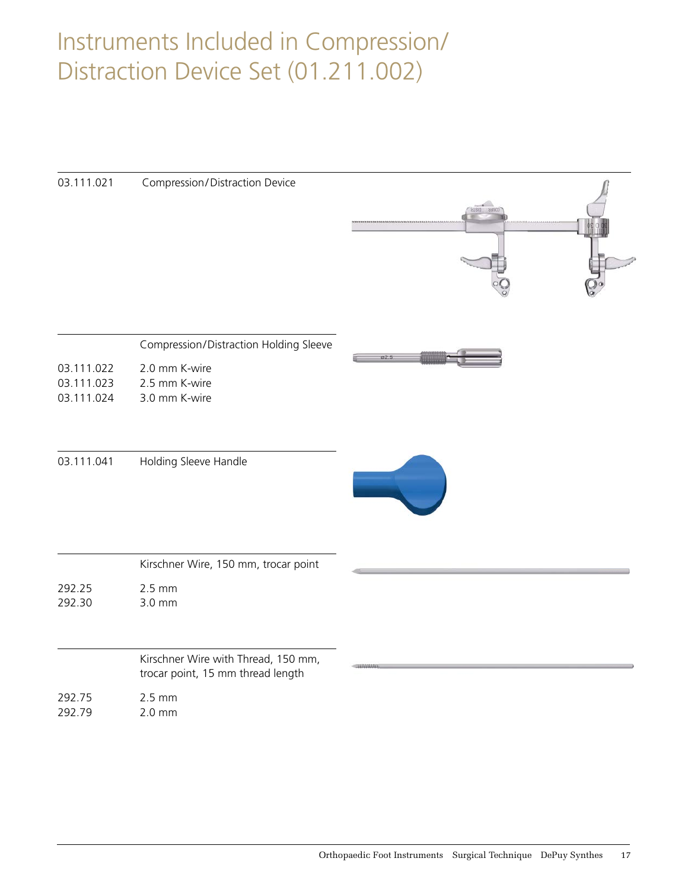# Instruments Included in Compression/Distraction Device Set (01.211.002)

| | |
|---|---|
| 03.111.021 | Compression/Distraction Device |
| | **Compression/Distraction Holding Sleeve** |
| 03.111.022 | 2.0 mm K-wire |
| 03.111.023 | 2.5 mm K-wire |
| 03.111.024 | 3.0 mm K-wire |
| 03.111.041 | Holding Sleeve Handle |
| | **Kirschner Wire, 150 mm, trocar point** |
| 292.25 | 2.5 mm |
| 292.30 | 3.0 mm |
| | **Kirschner Wire with Thread, 150 mm, trocar point, 15 mm thread length** |
| 292.75 | 2.5 mm |
| 292.79 | 2.0 mm |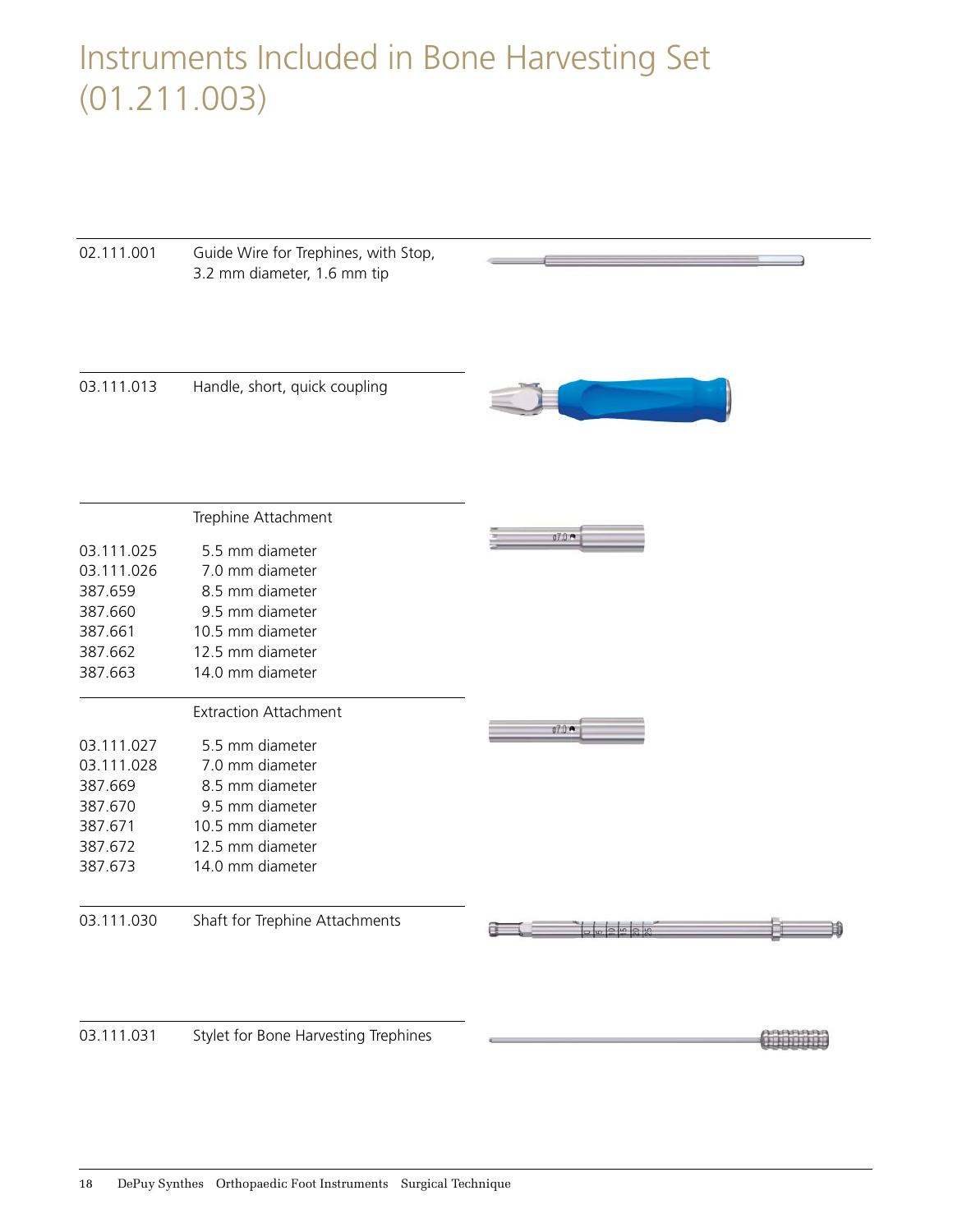# Instruments Included in Bone Harvesting Set (01.211.003)

| | |
|---|---|
| 02.111.001 | Guide Wire for Trephines, with Stop, 3.2 mm diameter, 1.6 mm tip |
| 03.111.013 | Handle, short, quick coupling |

**Trephine Attachment**

| | |
|---|---|
| 03.111.025 | 5.5 mm diameter |
| 03.111.026 | 7.0 mm diameter |
| 387.659 | 8.5 mm diameter |
| 387.660 | 9.5 mm diameter |
| 387.661 | 10.5 mm diameter |
| 387.662 | 12.5 mm diameter |
| 387.663 | 14.0 mm diameter |

**Extraction Attachment**

| | |
|---|---|
| 03.111.027 | 5.5 mm diameter |
| 03.111.028 | 7.0 mm diameter |
| 387.669 | 8.5 mm diameter |
| 387.670 | 9.5 mm diameter |
| 387.671 | 10.5 mm diameter |
| 387.672 | 12.5 mm diameter |
| 387.673 | 14.0 mm diameter |

| | |
|---|---|
| 03.111.030 | Shaft for Trephine Attachments |
| 03.111.031 | Stylet for Bone Harvesting Trephines |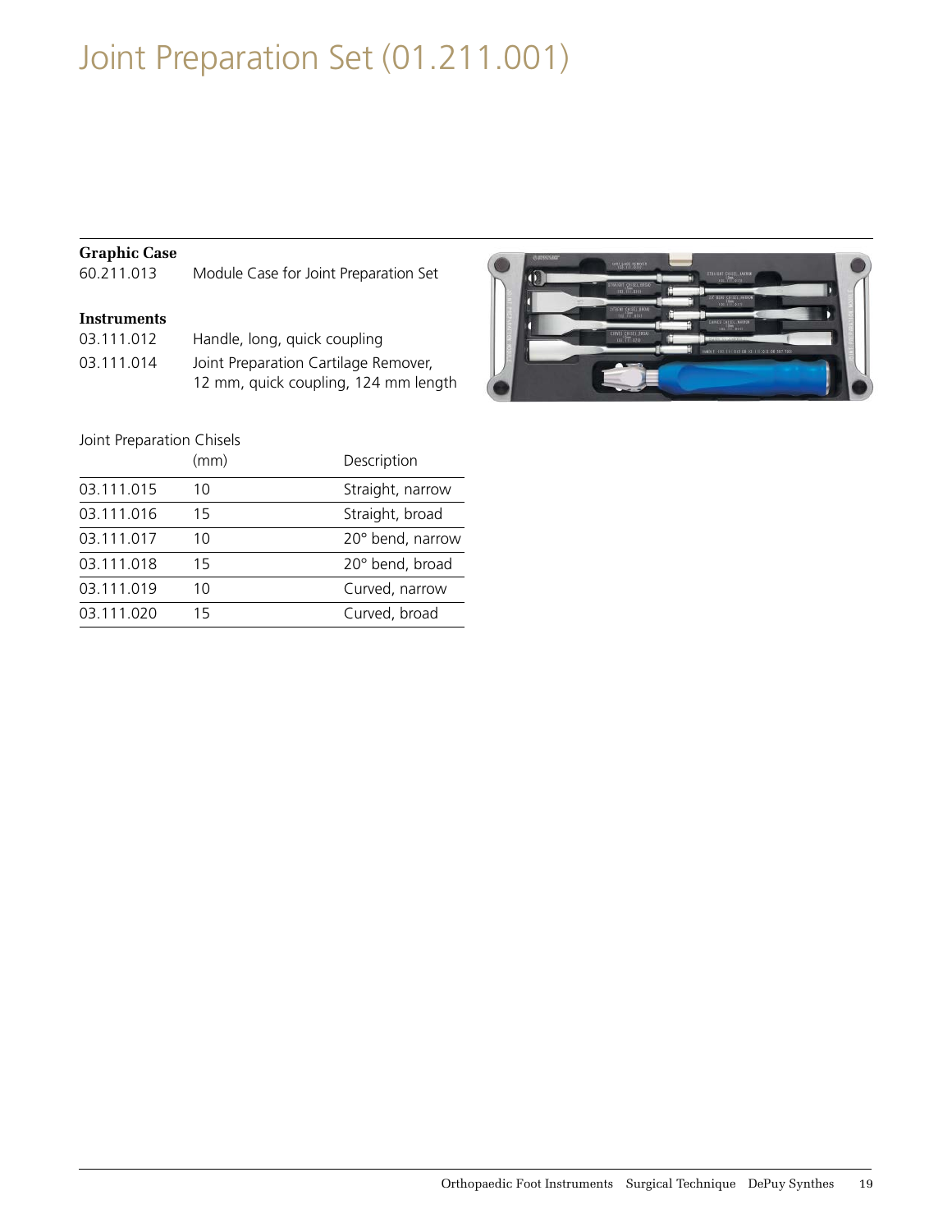# Joint Preparation Set (01.211.001)

**Graphic Case**

| | |
|---|---|
| 60.211.013 | Module Case for Joint Preparation Set |

**Instruments**

| | |
|---|---|
| 03.111.012 | Handle, long, quick coupling |
| 03.111.014 | Joint Preparation Cartilage Remover, 12 mm, quick coupling, 124 mm length |

Joint Preparation Chisels

| | (mm) | Description |
|---|---|---|
| 03.111.015 | 10 | Straight, narrow |
| 03.111.016 | 15 | Straight, broad |
| 03.111.017 | 10 | 20° bend, narrow |
| 03.111.018 | 15 | 20° bend, broad |
| 03.111.019 | 10 | Curved, narrow |
| 03.111.020 | 15 | Curved, broad |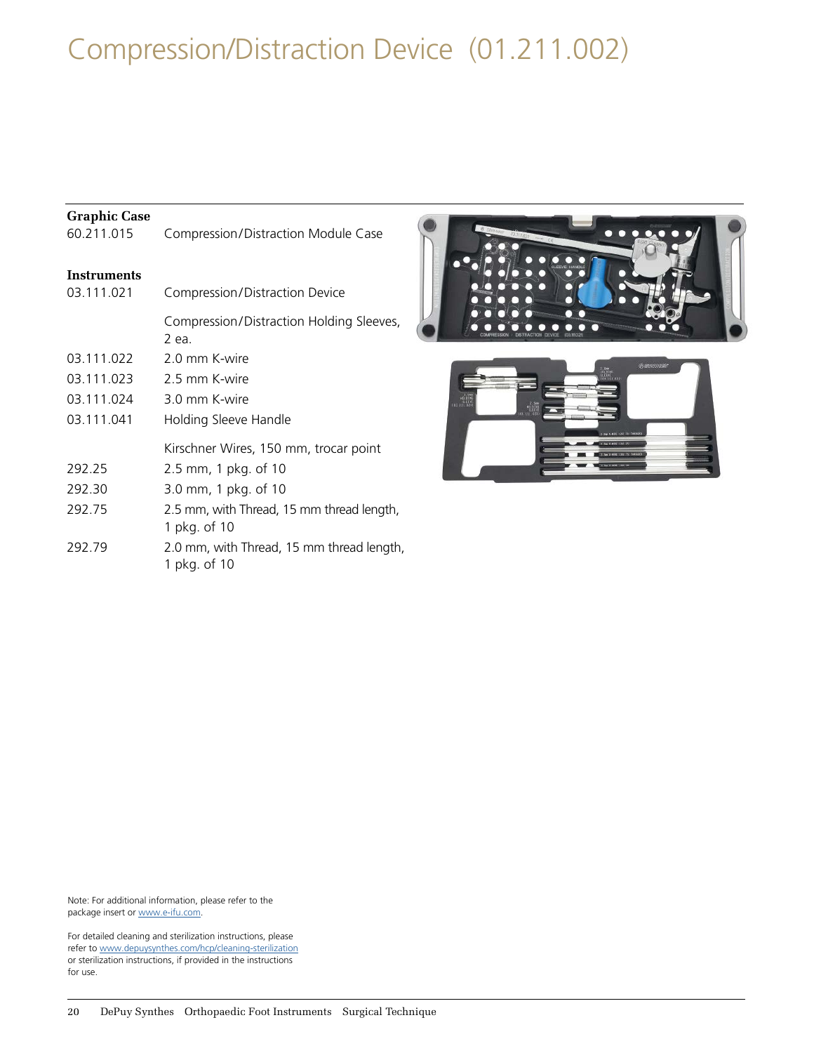# Compression/Distraction Device (01.211.002)

**Graphic Case**

| | |
|---|---|
| 60.211.015 | Compression/Distraction Module Case |

**Instruments**

| | |
|---|---|
| 03.111.021 | Compression/Distraction Device |
| | Compression/Distraction Holding Sleeves, 2 ea. |
| 03.111.022 | 2.0 mm K-wire |
| 03.111.023 | 2.5 mm K-wire |
| 03.111.024 | 3.0 mm K-wire |
| 03.111.041 | Holding Sleeve Handle |
| | Kirschner Wires, 150 mm, trocar point |
| 292.25 | 2.5 mm, 1 pkg. of 10 |
| 292.30 | 3.0 mm, 1 pkg. of 10 |
| 292.75 | 2.5 mm, with Thread, 15 mm thread length, 1 pkg. of 10 |
| 292.79 | 2.0 mm, with Thread, 15 mm thread length, 1 pkg. of 10 |

Note: For additional information, please refer to the package insert or www.e-ifu.com.

For detailed cleaning and sterilization instructions, please refer to www.depuysynthes.com/hcp/cleaning-sterilization or sterilization instructions, if provided in the instructions for use.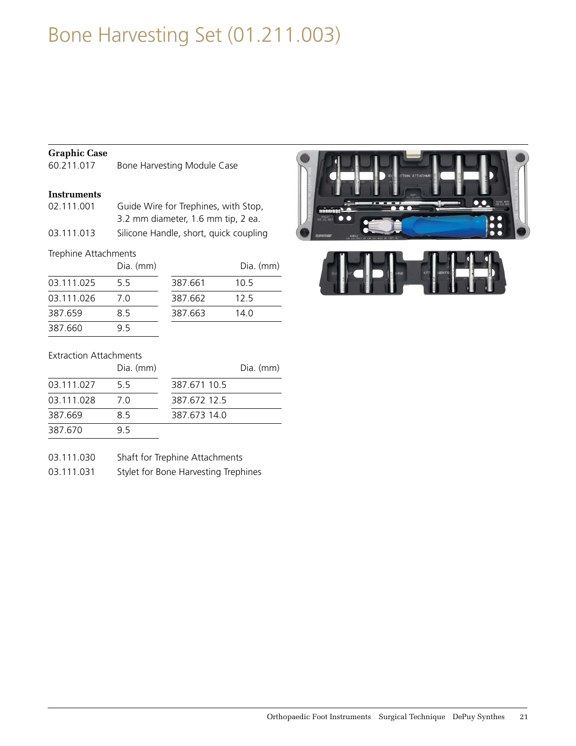# Bone Harvesting Set (01.211.003)

**Graphic Case**

60.211.017 Bone Harvesting Module Case

**Instruments**

02.111.001 Guide Wire for Trephines, with Stop, 3.2 mm diameter, 1.6 mm tip, 2 ea.

03.111.013 Silicone Handle, short, quick coupling

Trephine Attachments

| | Dia. (mm) | | Dia. (mm) |
|---|---|---|---|
| 03.111.025 | 5.5 | 387.661 | 10.5 |
| 03.111.026 | 7.0 | 387.662 | 12.5 |
| 387.659 | 8.5 | 387.663 | 14.0 |
| 387.660 | 9.5 | | |

Extraction Attachments

| | Dia. (mm) | | Dia. (mm) |
|---|---|---|---|
| 03.111.027 | 5.5 | 387.671 | 10.5 |
| 03.111.028 | 7.0 | 387.672 | 12.5 |
| 387.669 | 8.5 | 387.673 | 14.0 |
| 387.670 | 9.5 | | |

03.111.030 Shaft for Trephine Attachments

03.111.031 Stylet for Bone Harvesting Trephines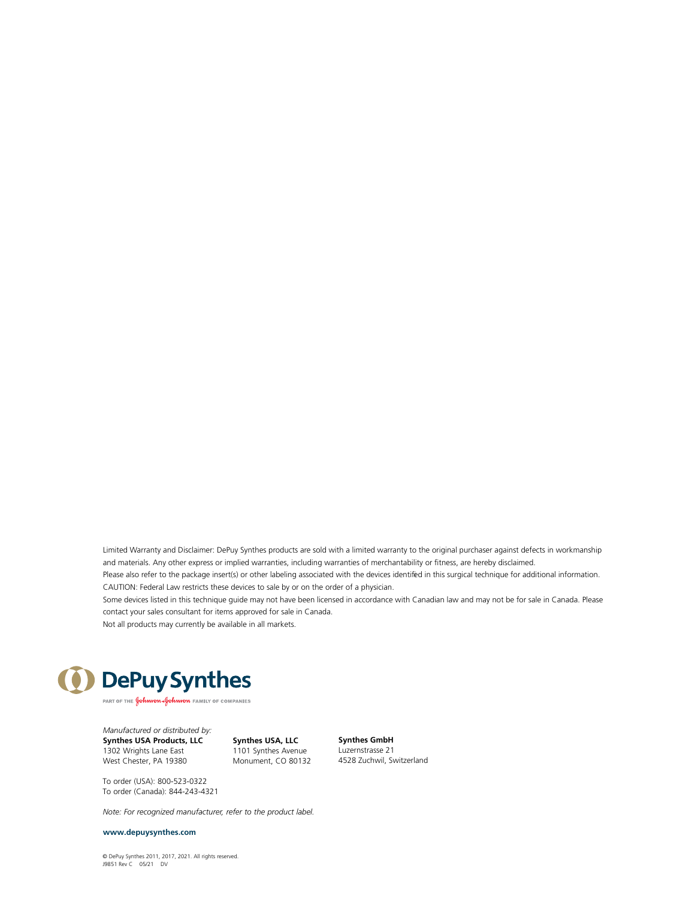Limited Warranty and Disclaimer: DePuy Synthes products are sold with a limited warranty to the original purchaser against defects in workmanship and materials. Any other express or implied warranties, including warranties of merchantability or fitness, are hereby disclaimed.

Please also refer to the package insert(s) or other labeling associated with the devices identifed in this surgical technique for additional information.

CAUTION: Federal Law restricts these devices to sale by or on the order of a physician.

Some devices listed in this technique guide may not have been licensed in accordance with Canadian law and may not be for sale in Canada. Please contact your sales consultant for items approved for sale in Canada.

Not all products may currently be available in all markets.

DePuy Synthes

PART OF THE Johnson & Johnson FAMILY OF COMPANIES

*Manufactured or distributed by:*

**Synthes USA Products, LLC**
1302 Wrights Lane East
West Chester, PA 19380

**Synthes USA, LLC**
1101 Synthes Avenue
Monument, CO 80132

**Synthes GmbH**
Luzernstrasse 21
4528 Zuchwil, Switzerland

To order (USA): 800-523-0322
To order (Canada): 844-243-4321

*Note: For recognized manufacturer, refer to the product label.*

**www.depuysynthes.com**

© DePuy Synthes 2011, 2017, 2021. All rights reserved.
J9851 Rev C 05/21 DV